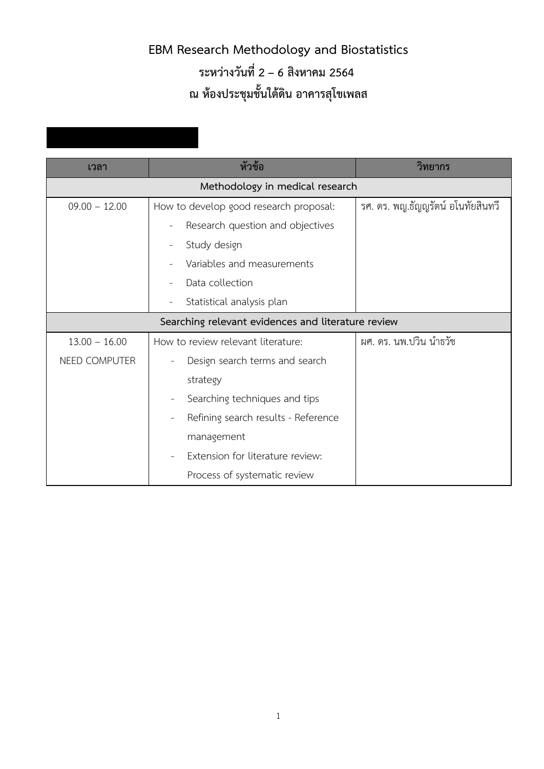# EBM Research Methodology and Biostatistics

## ระหว่างวันที่ 2 – 6 สิงหาคม 2564

## ณ ห้องประชุมชั้นใต้ดิน อาคารสุโขเพลส

| เวลา | หัวข้อ | วิทยากร |
|---|---|---|
| **Methodology in medical research** | | |
| 09.00 – 12.00 | How to develop good research proposal:<br>- Research question and objectives<br>- Study design<br>- Variables and measurements<br>- Data collection<br>- Statistical analysis plan | รศ. ดร. พญ.ธัญญรัตน์ อโนทัยสินทวี |
| **Searching relevant evidences and literature review** | | |
| 13.00 – 16.00<br>NEED COMPUTER | How to review relevant literature:<br>- Design search terms and search strategy<br>- Searching techniques and tips<br>- Refining search results - Reference management<br>- Extension for literature review: Process of systematic review | ผศ. ดร. นพ.ปวิน นำธวัช |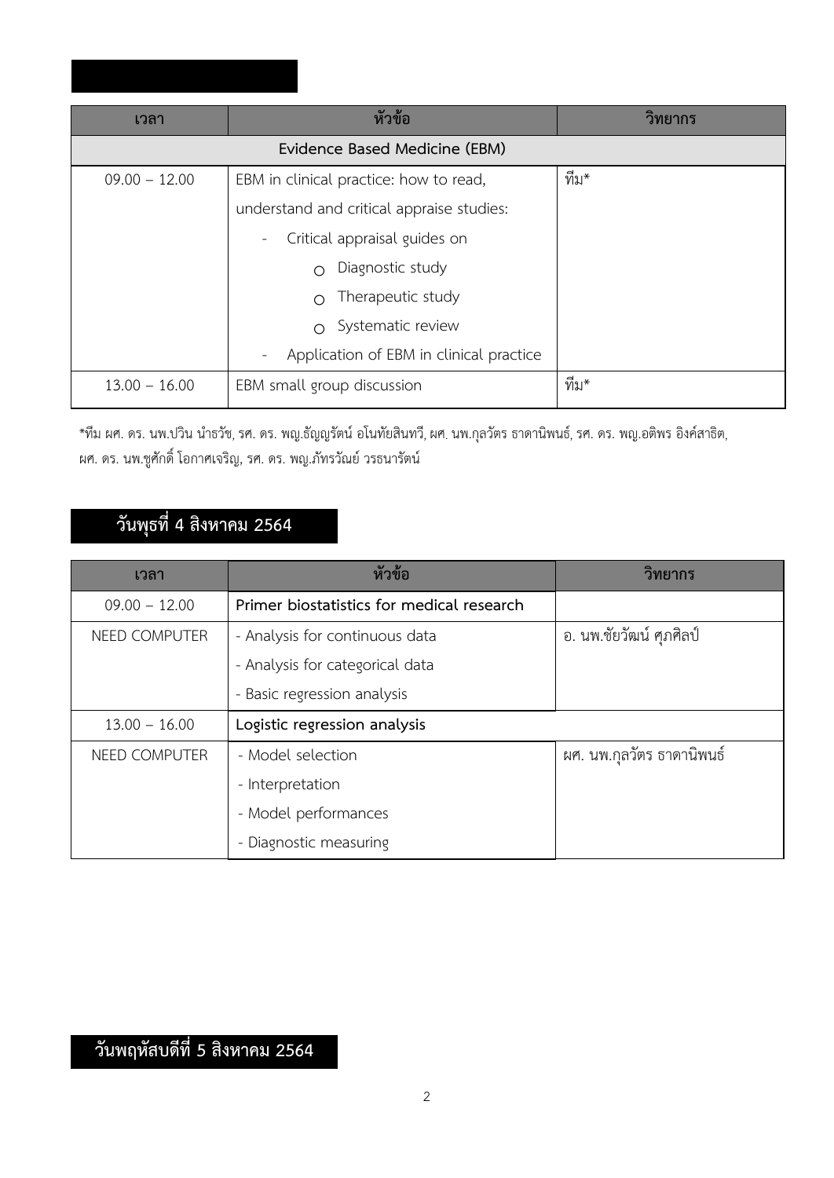| เวลา | หัวข้อ | วิทยากร |
| --- | --- | --- |
| **Evidence Based Medicine (EBM)** | | |
| 09.00 – 12.00 | EBM in clinical practice: how to read, understand and critical appraise studies:<br>- Critical appraisal guides on<br>○ Diagnostic study<br>○ Therapeutic study<br>○ Systematic review<br>- Application of EBM in clinical practice | ทีม* |
| 13.00 – 16.00 | EBM small group discussion | ทีม* |

*ทีม ผศ. ดร. นพ.ปวิน นำธวัช, รศ. ดร. พญ.ธัญญรัตน์ อโนทัยสินทวี, ผศ. นพ.กุลวัตร ธาดานิพนธ์, รศ. ดร. พญ.อติพร อิงค์สาธิต, ผศ. ดร. นพ.ชูศักดิ์ โอกาศเจริญ, รศ. ดร. พญ.ภัทรวัณย์ วรธนารัตน์

## วันพุธที่ 4 สิงหาคม 2564

| เวลา | หัวข้อ | วิทยากร |
| --- | --- | --- |
| 09.00 – 12.00 | **Primer biostatistics for medical research** | |
| NEED COMPUTER | - Analysis for continuous data<br>- Analysis for categorical data<br>- Basic regression analysis | อ. นพ.ชัยวัฒน์ ศุภศิลป์ |
| 13.00 – 16.00 | **Logistic regression analysis** | |
| NEED COMPUTER | - Model selection<br>- Interpretation<br>- Model performances<br>- Diagnostic measuring | ผศ. นพ.กุลวัตร ธาดานิพนธ์ |

## วันพฤหัสบดีที่ 5 สิงหาคม 2564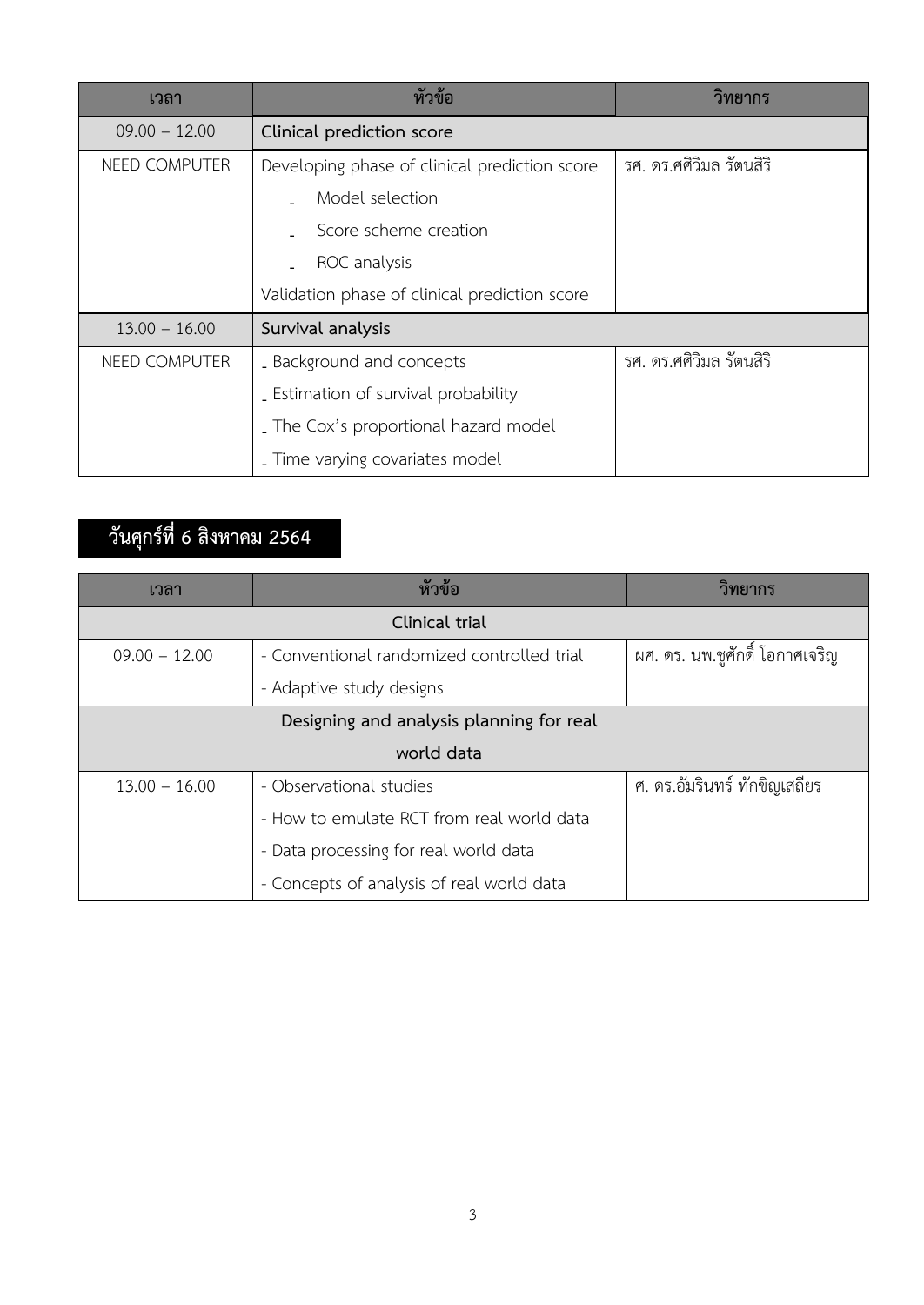| เวลา | หัวข้อ | วิทยากร |
| --- | --- | --- |
| 09.00 – 12.00 | **Clinical prediction score** | |
| NEED COMPUTER | Developing phase of clinical prediction score<br>- Model selection<br>- Score scheme creation<br>- ROC analysis<br>Validation phase of clinical prediction score | รศ. ดร.ศศิวิมล รัตนสิริ |
| 13.00 – 16.00 | **Survival analysis** | |
| NEED COMPUTER | - Background and concepts<br>- Estimation of survival probability<br>- The Cox's proportional hazard model<br>- Time varying covariates model | รศ. ดร.ศศิวิมล รัตนสิริ |

## วันศุกร์ที่ 6 สิงหาคม 2564

| เวลา | หัวข้อ | วิทยากร |
| --- | --- | --- |
| | Clinical trial | |
| 09.00 – 12.00 | - Conventional randomized controlled trial<br>- Adaptive study designs | ผศ. ดร. นพ.ชูศักดิ์ โอกาศเจริญ |
| | Designing and analysis planning for real world data | |
| 13.00 – 16.00 | - Observational studies<br>- How to emulate RCT from real world data<br>- Data processing for real world data<br>- Concepts of analysis of real world data | ศ. ดร.อัมรินทร์ ทักขิญเสถียร |